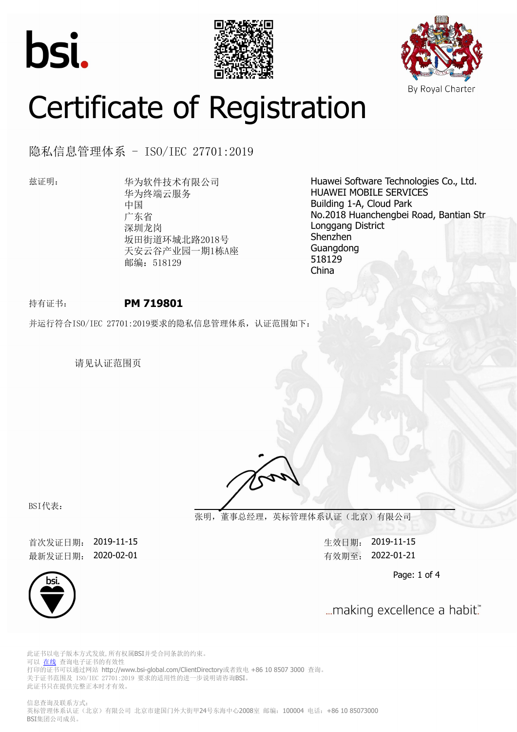bsi.

By Royal Charter

# Certificate of Registration

## 隐私信息管理体系 - ISO/IEC 27701:2019

兹证明：

华为软件技术有限公司
华为终端云服务
中国
广东省
深圳龙岗
坂田街道环城北路2018号
天安云谷产业园一期1栋A座
邮编：518129

Huawei Software Technologies Co., Ltd.
HUAWEI MOBILE SERVICES
Building 1-A, Cloud Park
No.2018 Huanchengbei Road, Bantian Str
Longgang District
Shenzhen
Guangdong
518129
China

持有证书： **PM 719801**

并运行符合ISO/IEC 27701:2019要求的隐私信息管理体系，认证范围如下：

请见认证范围页

BSI代表：

张明，董事总经理，英标管理体系认证（北京）有限公司

首次发证日期： 2019-11-15
最新发证日期： 2020-02-01

生效日期： 2019-11-15
有效期至： 2022-01-21

...making excellence a habit.™

此证书以电子版本方式发放，所有权属BSI并受合同条款的约束。
可以 在线 查询电子证书的有效性
打印的证书可以通过网站 http://www.bsi-global.com/ClientDirectory或者致电 +86 10 8507 3000 查询。
关于证书范围及 ISO/IEC 27701:2019 要求的适用性的进一步说明请咨询BSI。
此证书只在提供完整正本时才有效。

信息查询及联系方式：
英标管理体系认证（北京）有限公司 北京市建国门外大街甲24号东海中心2008室 邮编：100004 电话：+86 10 85073000
BSI集团公司成员。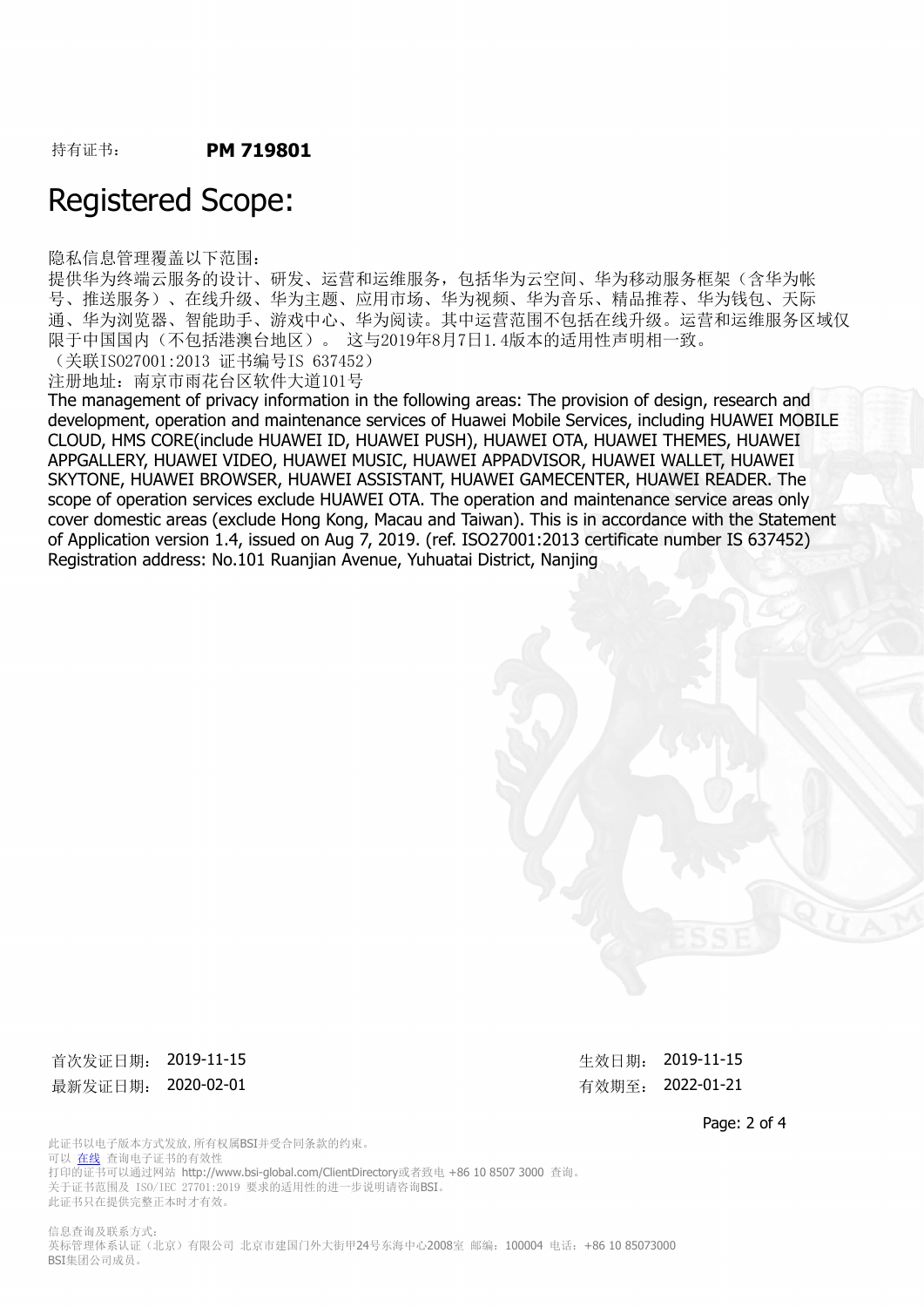持有证书： **PM 719801**

# Registered Scope:

隐私信息管理覆盖以下范围：
提供华为终端云服务的设计、研发、运营和运维服务，包括华为云空间、华为移动服务框架（含华为帐号、推送服务）、在线升级、华为主题、应用市场、华为视频、华为音乐、精品推荐、华为钱包、天际通、华为浏览器、智能助手、游戏中心、华为阅读。其中运营范围不包括在线升级。运营和运维服务区域仅限于中国国内（不包括港澳台地区）。 这与2019年8月7日1.4版本的适用性声明相一致。
（关联ISO27001:2013 证书编号IS 637452）
注册地址：南京市雨花台区软件大道101号

The management of privacy information in the following areas: The provision of design, research and development, operation and maintenance services of Huawei Mobile Services, including HUAWEI MOBILE CLOUD, HMS CORE(include HUAWEI ID, HUAWEI PUSH), HUAWEI OTA, HUAWEI THEMES, HUAWEI APPGALLERY, HUAWEI VIDEO, HUAWEI MUSIC, HUAWEI APPADVISOR, HUAWEI WALLET, HUAWEI SKYTONE, HUAWEI BROWSER, HUAWEI ASSISTANT, HUAWEI GAMECENTER, HUAWEI READER. The scope of operation services exclude HUAWEI OTA. The operation and maintenance service areas only cover domestic areas (exclude Hong Kong, Macau and Taiwan). This is in accordance with the Statement of Application version 1.4, issued on Aug 7, 2019. (ref. ISO27001:2013 certificate number IS 637452)
Registration address: No.101 Ruanjian Avenue, Yuhuatai District, Nanjing

首次发证日期： 2019-11-15　　生效日期： 2019-11-15
最新发证日期： 2020-02-01　　有效期至： 2022-01-21

此证书以电子版本方式发放，所有权属BSI并受合同条款的约束。
可以 在线 查询电子证书的有效性
打印的证书可以通过网站 http://www.bsi-global.com/ClientDirectory或者致电 +86 10 8507 3000 查询。
关于证书范围及 ISO/IEC 27701:2019 要求的适用性的进一步说明请咨询BSI。
此证书只在提供完整正本时才有效。

信息查询及联系方式：
英标管理体系认证（北京）有限公司 北京市建国门外大街甲24号东海中心2008室 邮编：100004 电话：+86 10 85073000
BSI集团公司成员。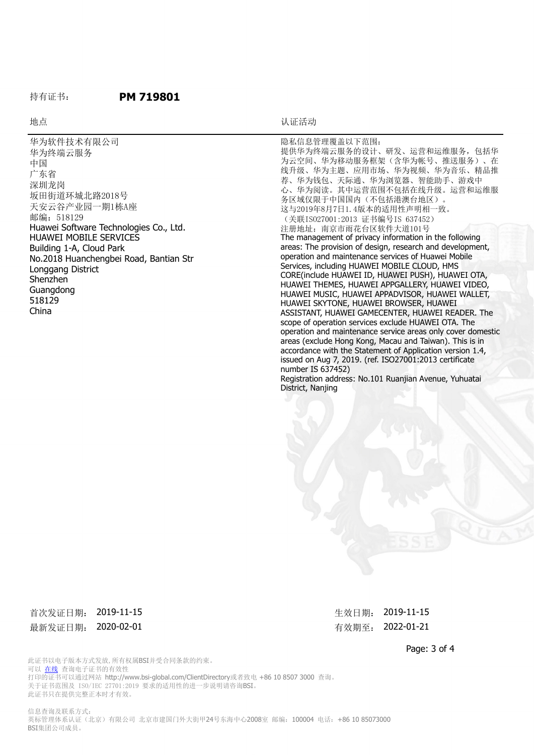持有证书： **PM 719801**

| 地点 | 认证活动 |
| --- | --- |
| 华为软件技术有限公司<br>华为终端云服务<br>中国<br>广东省<br>深圳龙岗<br>坂田街道环城北路2018号<br>天安云谷产业园一期1栋A座<br>邮编：518129<br>Huawei Software Technologies Co., Ltd.<br>HUAWEI MOBILE SERVICES<br>Building 1-A, Cloud Park<br>No.2018 Huanchengbei Road, Bantian Str<br>Longgang District<br>Shenzhen<br>Guangdong<br>518129<br>China | 隐私信息管理覆盖以下范围：<br>提供华为终端云服务的设计、研发、运营和运维服务，包括华为云空间、华为移动服务框架（含华为帐号、推送服务）、在线升级、华为主题、应用市场、华为视频、华为音乐、精品推荐、华为钱包、天际通、华为浏览器、智能助手、游戏中心、华为阅读。其中运营范围不包括在线升级。运营和运维服务区域仅限于中国国内（不包括港澳台地区）。<br>这与2019年8月7日1.4版本的适用性声明相一致。<br>（关联IS027001:2013 证书编号IS 637452）<br>注册地址：南京市雨花台区软件大道101号<br>The management of privacy information in the following areas: The provision of design, research and development, operation and maintenance services of Huawei Mobile Services, including HUAWEI MOBILE CLOUD, HMS CORE(include HUAWEI ID, HUAWEI PUSH), HUAWEI OTA, HUAWEI THEMES, HUAWEI APPGALLERY, HUAWEI VIDEO, HUAWEI MUSIC, HUAWEI APPADVISOR, HUAWEI WALLET, HUAWEI SKYTONE, HUAWEI BROWSER, HUAWEI ASSISTANT, HUAWEI GAMECENTER, HUAWEI READER. The scope of operation services exclude HUAWEI OTA. The operation and maintenance service areas only cover domestic areas (exclude Hong Kong, Macau and Taiwan). This is in accordance with the Statement of Application version 1.4, issued on Aug 7, 2019. (ref. ISO27001:2013 certificate number IS 637452)<br>Registration address: No.101 Ruanjian Avenue, Yuhuatai District, Nanjing |

首次发证日期： 2019-11-15　　　　生效日期： 2019-11-15

最新发证日期： 2020-02-01　　　　有效期至： 2022-01-21

此证书以电子版本方式发放，所有权属BSI并受合同条款的约束。
可以 在线 查询电子证书的有效性
打印的证书可以通过网站 http://www.bsi-global.com/ClientDirectory或者致电 +86 10 8507 3000 查询。
关于证书范围及 ISO/IEC 27701:2019 要求的适用性的进一步说明请咨询BSI。
此证书只在提供完整正本时才有效。

信息查询及联系方式：
英标管理体系认证（北京）有限公司 北京市建国门外大街甲24号东海中心2008室 邮编：100004 电话：+86 10 85073000
BSI集团公司成员。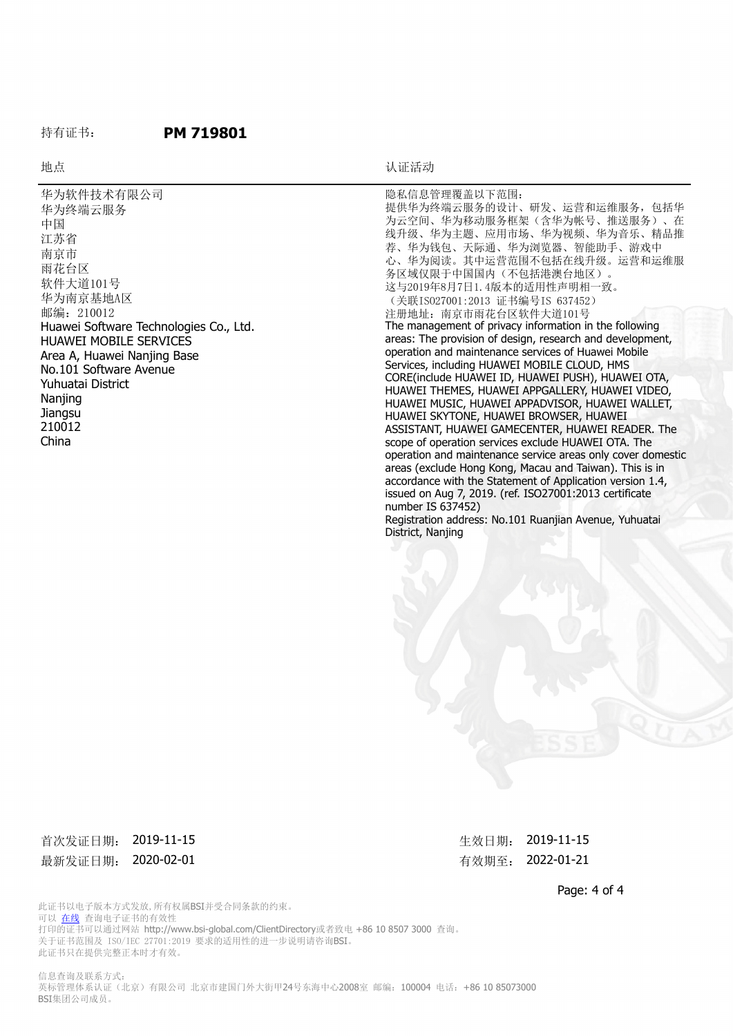持有证书： **PM 719801**

| 地点 | 认证活动 |
| --- | --- |
| 华为软件技术有限公司<br>华为终端云服务<br>中国<br>江苏省<br>南京市<br>雨花台区<br>软件大道101号<br>华为南京基地A区<br>邮编：210012<br>Huawei Software Technologies Co., Ltd.<br>HUAWEI MOBILE SERVICES<br>Area A, Huawei Nanjing Base<br>No.101 Software Avenue<br>Yuhuatai District<br>Nanjing<br>Jiangsu<br>210012<br>China | 隐私信息管理覆盖以下范围：<br>提供华为终端云服务的设计、研发、运营和运维服务，包括华为云空间、华为移动服务框架（含华为帐号、推送服务）、在线升级、华为主题、应用市场、华为视频、华为音乐、精品推荐、华为钱包、天际通、华为浏览器、智能助手、游戏中心、华为阅读。其中运营范围不包括在线升级。运营和运维服务区域仅限于中国国内（不包括港澳台地区）。<br>这与2019年8月7日1.4版本的适用性声明相一致。<br>（关联ISO27001:2013 证书编号IS 637452）<br>注册地址：南京市雨花台区软件大道101号<br>The management of privacy information in the following areas: The provision of design, research and development, operation and maintenance services of Huawei Mobile Services, including HUAWEI MOBILE CLOUD, HMS CORE(include HUAWEI ID, HUAWEI PUSH), HUAWEI OTA, HUAWEI THEMES, HUAWEI APPGALLERY, HUAWEI VIDEO, HUAWEI MUSIC, HUAWEI APPADVISOR, HUAWEI WALLET, HUAWEI SKYTONE, HUAWEI BROWSER, HUAWEI ASSISTANT, HUAWEI GAMECENTER, HUAWEI READER. The scope of operation services exclude HUAWEI OTA. The operation and maintenance service areas only cover domestic areas (exclude Hong Kong, Macau and Taiwan). This is in accordance with the Statement of Application version 1.4, issued on Aug 7, 2019. (ref. ISO27001:2013 certificate number IS 637452)<br>Registration address: No.101 Ruanjian Avenue, Yuhuatai District, Nanjing |

首次发证日期： 2019-11-15
最新发证日期： 2020-02-01

生效日期： 2019-11-15
有效期至： 2022-01-21

此证书以电子版本方式发放，所有权属BSI并受合同条款的约束。
可以 在线 查询电子证书的有效性
打印的证书可以通过网站 http://www.bsi-global.com/ClientDirectory或者致电 +86 10 8507 3000 查询。
关于证书范围及 ISO/IEC 27701:2019 要求的适用性的进一步说明请咨询BSI。
此证书只在提供完整正本时才有效。

信息查询及联系方式：
英标管理体系认证（北京）有限公司 北京市建国门外大街甲24号东海中心2008室 邮编：100004 电话：+86 10 85073000
BSI集团公司成员。